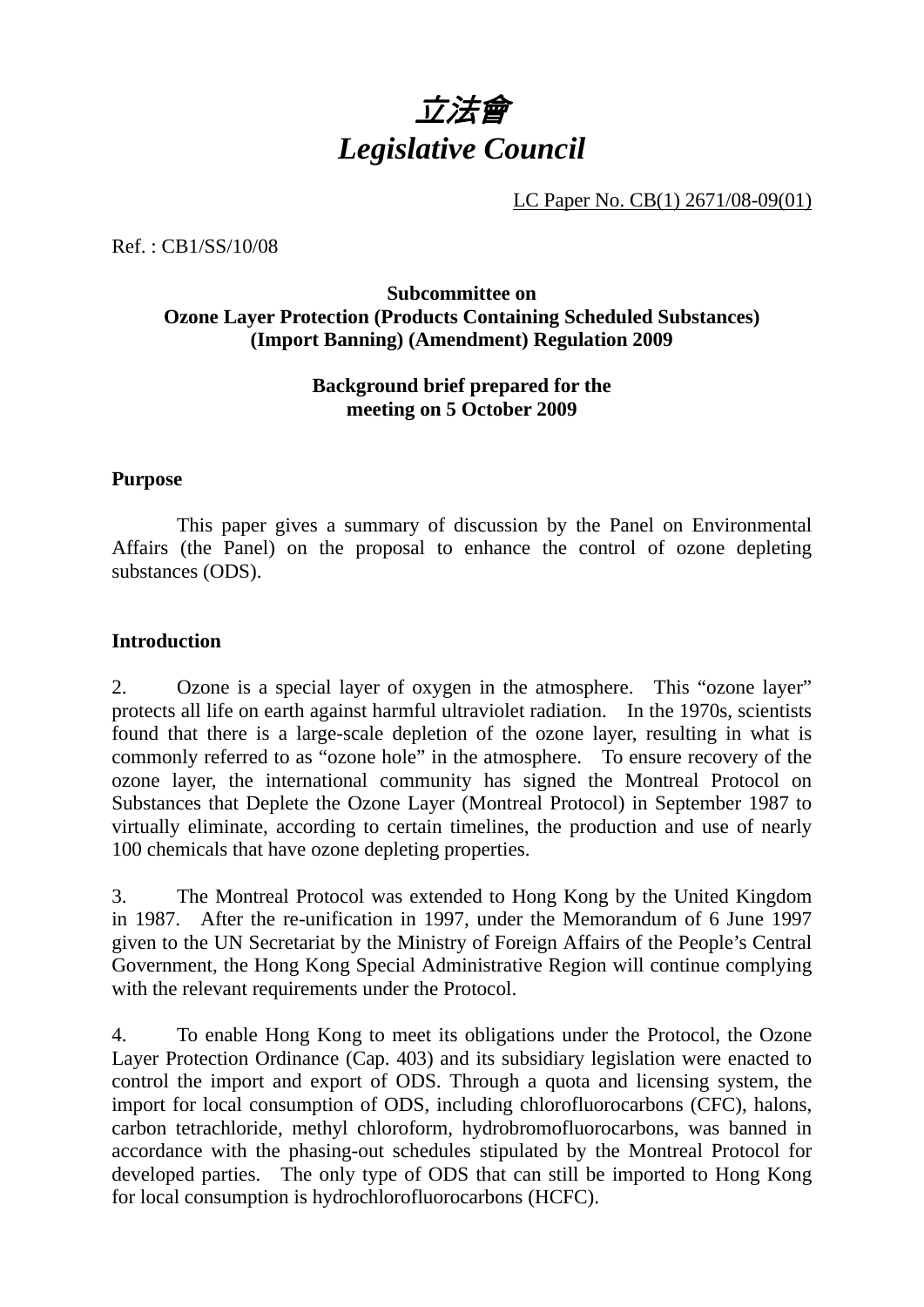# *立法會*
# *Legislative Council*

LC Paper No. CB(1) 2671/08-09(01)

Ref. : CB1/SS/10/08

**Subcommittee on**
**Ozone Layer Protection (Products Containing Scheduled Substances) (Import Banning) (Amendment) Regulation 2009**

**Background brief prepared for the meeting on 5 October 2009**

**Purpose**

This paper gives a summary of discussion by the Panel on Environmental Affairs (the Panel) on the proposal to enhance the control of ozone depleting substances (ODS).

**Introduction**

2. Ozone is a special layer of oxygen in the atmosphere. This "ozone layer" protects all life on earth against harmful ultraviolet radiation. In the 1970s, scientists found that there is a large-scale depletion of the ozone layer, resulting in what is commonly referred to as "ozone hole" in the atmosphere. To ensure recovery of the ozone layer, the international community has signed the Montreal Protocol on Substances that Deplete the Ozone Layer (Montreal Protocol) in September 1987 to virtually eliminate, according to certain timelines, the production and use of nearly 100 chemicals that have ozone depleting properties.

3. The Montreal Protocol was extended to Hong Kong by the United Kingdom in 1987. After the re-unification in 1997, under the Memorandum of 6 June 1997 given to the UN Secretariat by the Ministry of Foreign Affairs of the People's Central Government, the Hong Kong Special Administrative Region will continue complying with the relevant requirements under the Protocol.

4. To enable Hong Kong to meet its obligations under the Protocol, the Ozone Layer Protection Ordinance (Cap. 403) and its subsidiary legislation were enacted to control the import and export of ODS. Through a quota and licensing system, the import for local consumption of ODS, including chlorofluorocarbons (CFC), halons, carbon tetrachloride, methyl chloroform, hydrobromofluorocarbons, was banned in accordance with the phasing-out schedules stipulated by the Montreal Protocol for developed parties. The only type of ODS that can still be imported to Hong Kong for local consumption is hydrochlorofluorocarbons (HCFC).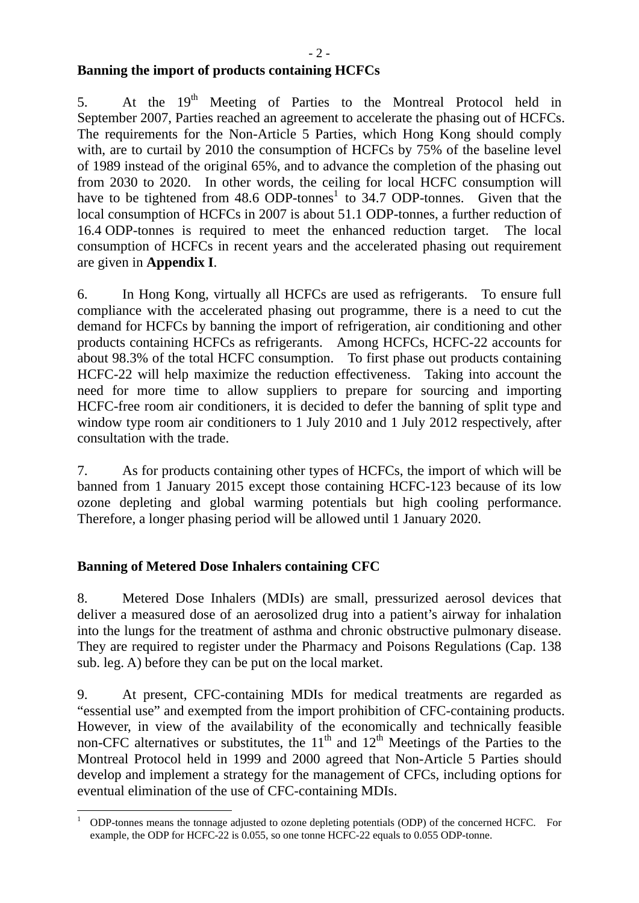**Banning the import of products containing HCFCs**

5. At the 19th Meeting of Parties to the Montreal Protocol held in September 2007, Parties reached an agreement to accelerate the phasing out of HCFCs. The requirements for the Non-Article 5 Parties, which Hong Kong should comply with, are to curtail by 2010 the consumption of HCFCs by 75% of the baseline level of 1989 instead of the original 65%, and to advance the completion of the phasing out from 2030 to 2020. In other words, the ceiling for local HCFC consumption will have to be tightened from 48.6 ODP-tonnes[1] to 34.7 ODP-tonnes. Given that the local consumption of HCFCs in 2007 is about 51.1 ODP-tonnes, a further reduction of 16.4 ODP-tonnes is required to meet the enhanced reduction target. The local consumption of HCFCs in recent years and the accelerated phasing out requirement are given in **Appendix I**.

6. In Hong Kong, virtually all HCFCs are used as refrigerants. To ensure full compliance with the accelerated phasing out programme, there is a need to cut the demand for HCFCs by banning the import of refrigeration, air conditioning and other products containing HCFCs as refrigerants. Among HCFCs, HCFC-22 accounts for about 98.3% of the total HCFC consumption. To first phase out products containing HCFC-22 will help maximize the reduction effectiveness. Taking into account the need for more time to allow suppliers to prepare for sourcing and importing HCFC-free room air conditioners, it is decided to defer the banning of split type and window type room air conditioners to 1 July 2010 and 1 July 2012 respectively, after consultation with the trade.

7. As for products containing other types of HCFCs, the import of which will be banned from 1 January 2015 except those containing HCFC-123 because of its low ozone depleting and global warming potentials but high cooling performance. Therefore, a longer phasing period will be allowed until 1 January 2020.

**Banning of Metered Dose Inhalers containing CFC**

8. Metered Dose Inhalers (MDIs) are small, pressurized aerosol devices that deliver a measured dose of an aerosolized drug into a patient's airway for inhalation into the lungs for the treatment of asthma and chronic obstructive pulmonary disease. They are required to register under the Pharmacy and Poisons Regulations (Cap. 138 sub. leg. A) before they can be put on the local market.

9. At present, CFC-containing MDIs for medical treatments are regarded as "essential use" and exempted from the import prohibition of CFC-containing products. However, in view of the availability of the economically and technically feasible non-CFC alternatives or substitutes, the 11th and 12th Meetings of the Parties to the Montreal Protocol held in 1999 and 2000 agreed that Non-Article 5 Parties should develop and implement a strategy for the management of CFCs, including options for eventual elimination of the use of CFC-containing MDIs.

---

[1] ODP-tonnes means the tonnage adjusted to ozone depleting potentials (ODP) of the concerned HCFC. For example, the ODP for HCFC-22 is 0.055, so one tonne HCFC-22 equals to 0.055 ODP-tonne.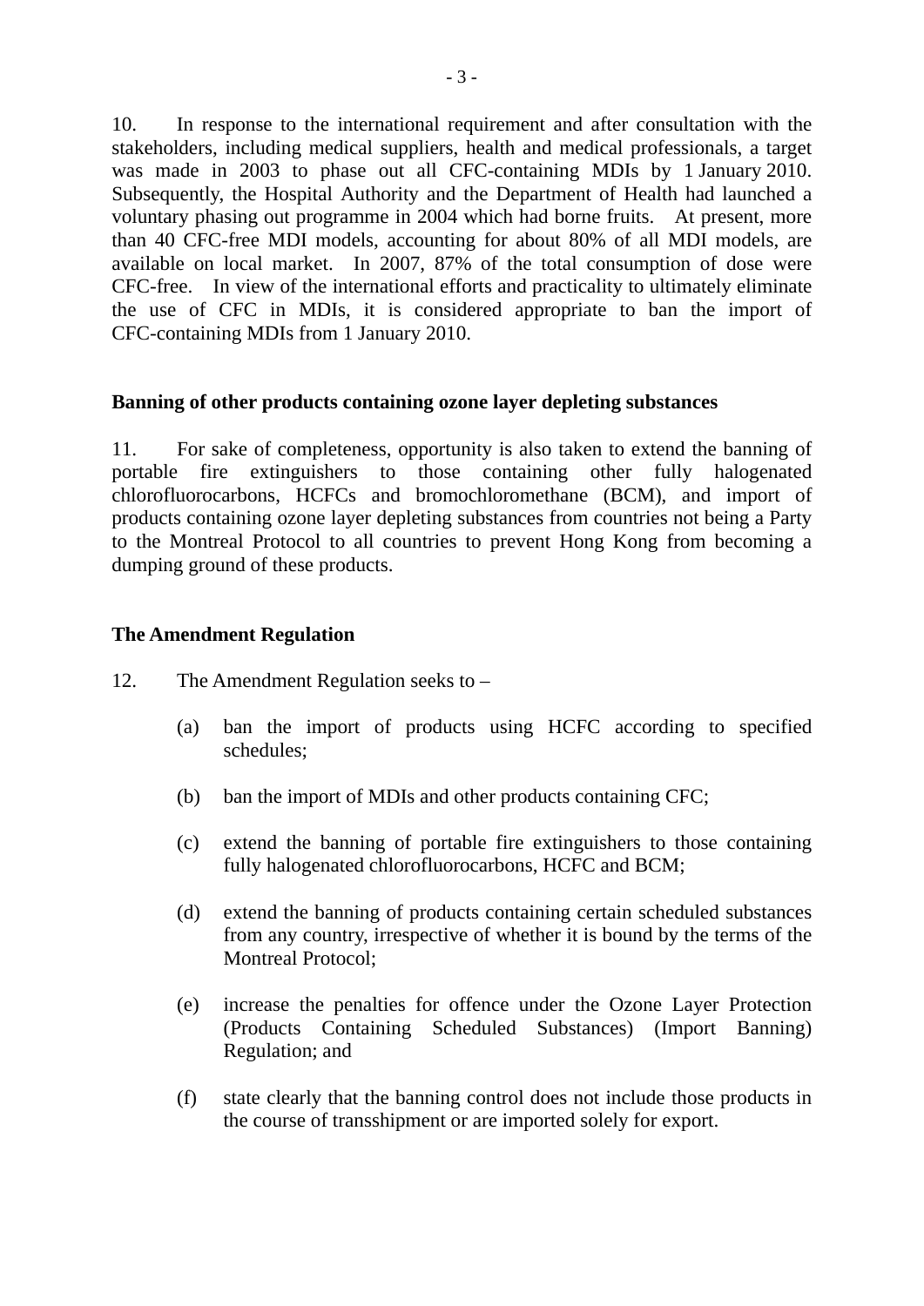10. In response to the international requirement and after consultation with the stakeholders, including medical suppliers, health and medical professionals, a target was made in 2003 to phase out all CFC-containing MDIs by 1 January 2010. Subsequently, the Hospital Authority and the Department of Health had launched a voluntary phasing out programme in 2004 which had borne fruits. At present, more than 40 CFC-free MDI models, accounting for about 80% of all MDI models, are available on local market. In 2007, 87% of the total consumption of dose were CFC-free. In view of the international efforts and practicality to ultimately eliminate the use of CFC in MDIs, it is considered appropriate to ban the import of CFC-containing MDIs from 1 January 2010.

**Banning of other products containing ozone layer depleting substances**

11. For sake of completeness, opportunity is also taken to extend the banning of portable fire extinguishers to those containing other fully halogenated chlorofluorocarbons, HCFCs and bromochloromethane (BCM), and import of products containing ozone layer depleting substances from countries not being a Party to the Montreal Protocol to all countries to prevent Hong Kong from becoming a dumping ground of these products.

**The Amendment Regulation**

12. The Amendment Regulation seeks to –

(a) ban the import of products using HCFC according to specified schedules;

(b) ban the import of MDIs and other products containing CFC;

(c) extend the banning of portable fire extinguishers to those containing fully halogenated chlorofluorocarbons, HCFC and BCM;

(d) extend the banning of products containing certain scheduled substances from any country, irrespective of whether it is bound by the terms of the Montreal Protocol;

(e) increase the penalties for offence under the Ozone Layer Protection (Products Containing Scheduled Substances) (Import Banning) Regulation; and

(f) state clearly that the banning control does not include those products in the course of transshipment or are imported solely for export.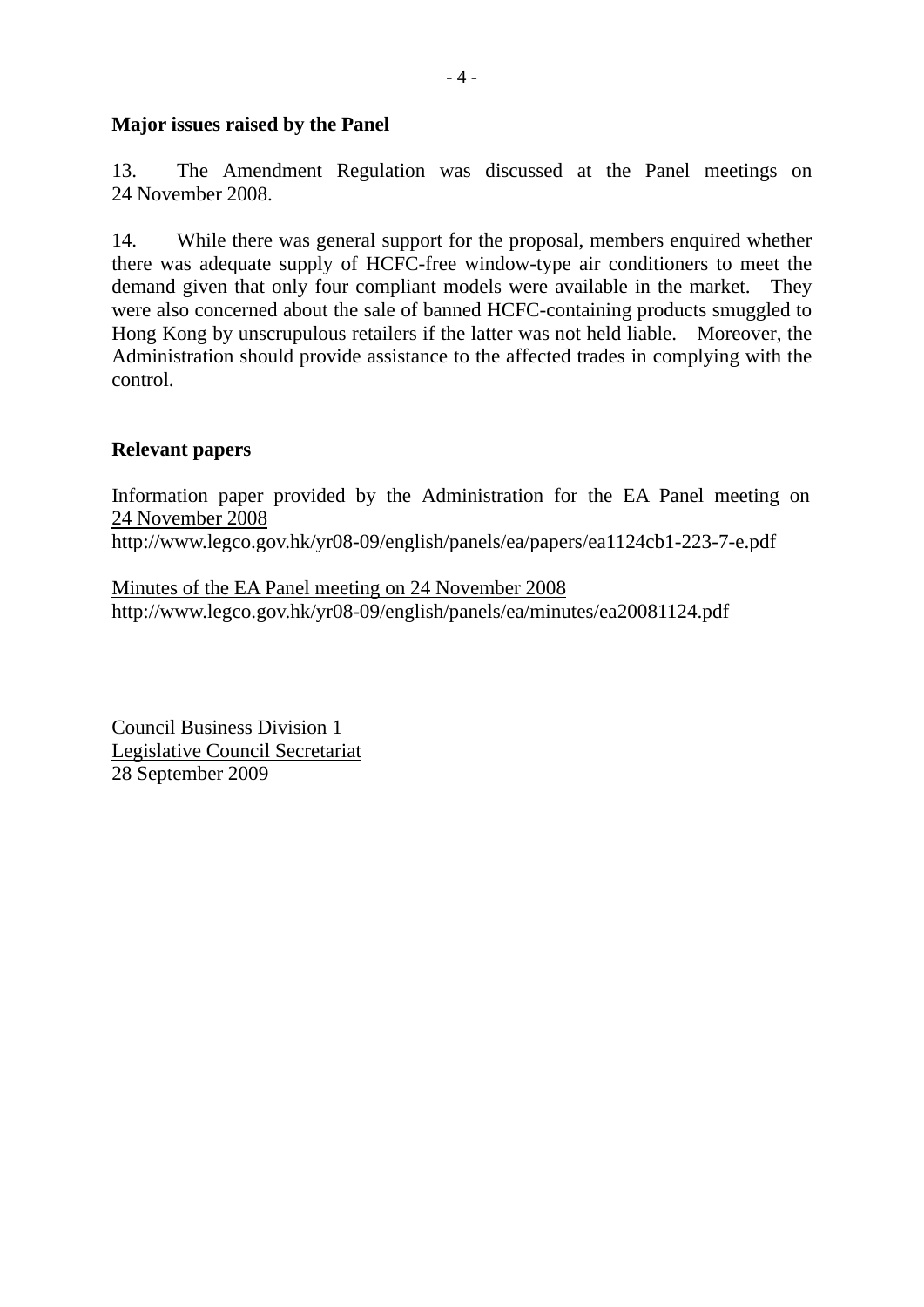**Major issues raised by the Panel**

13. The Amendment Regulation was discussed at the Panel meetings on 24 November 2008.

14. While there was general support for the proposal, members enquired whether there was adequate supply of HCFC-free window-type air conditioners to meet the demand given that only four compliant models were available in the market. They were also concerned about the sale of banned HCFC-containing products smuggled to Hong Kong by unscrupulous retailers if the latter was not held liable. Moreover, the Administration should provide assistance to the affected trades in complying with the control.

**Relevant papers**

Information paper provided by the Administration for the EA Panel meeting on 24 November 2008
http://www.legco.gov.hk/yr08-09/english/panels/ea/papers/ea1124cb1-223-7-e.pdf

Minutes of the EA Panel meeting on 24 November 2008
http://www.legco.gov.hk/yr08-09/english/panels/ea/minutes/ea20081124.pdf

Council Business Division 1
Legislative Council Secretariat
28 September 2009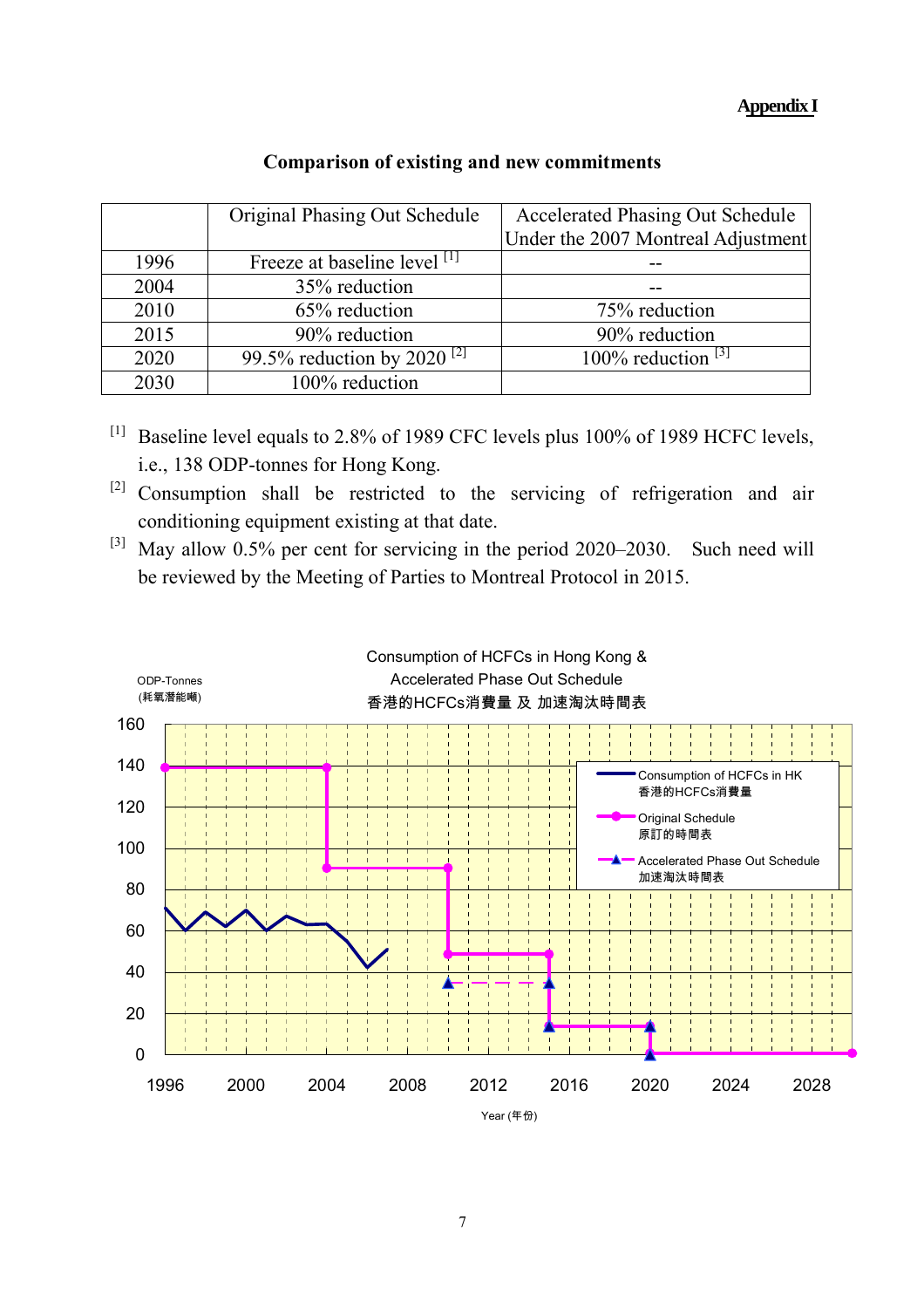**Appendix I**

**Comparison of existing and new commitments**

| | Original Phasing Out Schedule | Accelerated Phasing Out Schedule Under the 2007 Montreal Adjustment |
|---|---|---|
| 1996 | Freeze at baseline level [1] | -- |
| 2004 | 35% reduction | -- |
| 2010 | 65% reduction | 75% reduction |
| 2015 | 90% reduction | 90% reduction |
| 2020 | 99.5% reduction by 2020 [2] | 100% reduction [3] |
| 2030 | 100% reduction | |

[1] Baseline level equals to 2.8% of 1989 CFC levels plus 100% of 1989 HCFC levels, i.e., 138 ODP-tonnes for Hong Kong.

[2] Consumption shall be restricted to the servicing of refrigeration and air conditioning equipment existing at that date.

[3] May allow 0.5% per cent for servicing in the period 2020–2030. Such need will be reviewed by the Meeting of Parties to Montreal Protocol in 2015.

Consumption of HCFCs in Hong Kong &
Accelerated Phase Out Schedule
香港的HCFCs消費量 及 加速淘汰時間表

ODP-Tonnes
(耗氧潛能噸)

160
140
120
100
80
60
40
20
0

1996 2000 2004 2008 2012 2016 2020 2024 2028

Year (年份)

Consumption of HCFCs in HK
香港的HCFCs消費量

Original Schedule
原訂的時間表

Accelerated Phase Out Schedule
加速淘汰時間表